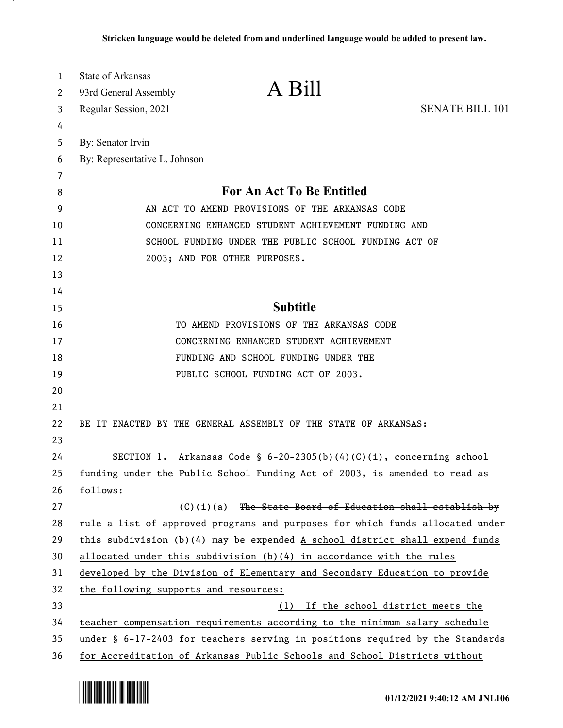Stricken language would be deleted from and underlined language would be added to present law.

State of Arkansas
93rd General Assembly
Regular Session, 2021

# A Bill

SENATE BILL 101

By: Senator Irvin
By: Representative L. Johnson

## For An Act To Be Entitled

AN ACT TO AMEND PROVISIONS OF THE ARKANSAS CODE CONCERNING ENHANCED STUDENT ACHIEVEMENT FUNDING AND SCHOOL FUNDING UNDER THE PUBLIC SCHOOL FUNDING ACT OF 2003; AND FOR OTHER PURPOSES.

## Subtitle

TO AMEND PROVISIONS OF THE ARKANSAS CODE CONCERNING ENHANCED STUDENT ACHIEVEMENT FUNDING AND SCHOOL FUNDING UNDER THE PUBLIC SCHOOL FUNDING ACT OF 2003.

BE IT ENACTED BY THE GENERAL ASSEMBLY OF THE STATE OF ARKANSAS:

SECTION 1. Arkansas Code § 6-20-2305(b)(4)(C)(i), concerning school funding under the Public School Funding Act of 2003, is amended to read as follows:

(C)(i)(a) ~~The State Board of Education shall establish by rule a list of approved programs and purposes for which funds allocated under this subdivision (b)(4) may be expended~~ <u>A school district shall expend funds allocated under this subdivision (b)(4) in accordance with the rules developed by the Division of Elementary and Secondary Education to provide the following supports and resources:</u>

<u>(1) If the school district meets the teacher compensation requirements according to the minimum salary schedule under § 6-17-2403 for teachers serving in positions required by the Standards for Accreditation of Arkansas Public Schools and School Districts without</u>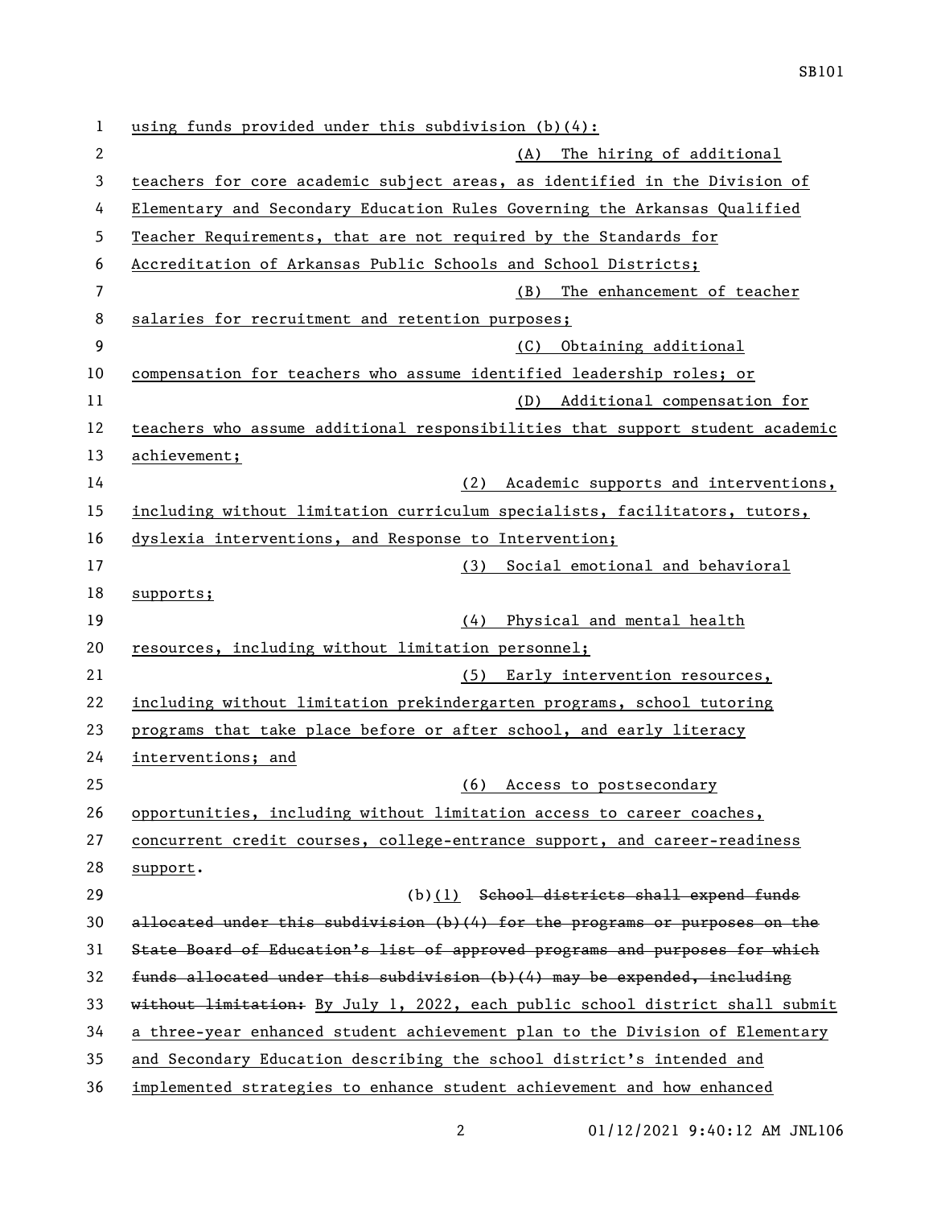using funds provided under this subdivision (b)(4):

(A) The hiring of additional teachers for core academic subject areas, as identified in the Division of Elementary and Secondary Education Rules Governing the Arkansas Qualified Teacher Requirements, that are not required by the Standards for Accreditation of Arkansas Public Schools and School Districts;

(B) The enhancement of teacher salaries for recruitment and retention purposes;

(C) Obtaining additional compensation for teachers who assume identified leadership roles; or

(D) Additional compensation for teachers who assume additional responsibilities that support student academic achievement;

(2) Academic supports and interventions, including without limitation curriculum specialists, facilitators, tutors, dyslexia interventions, and Response to Intervention;

(3) Social emotional and behavioral supports;

(4) Physical and mental health resources, including without limitation personnel;

(5) Early intervention resources, including without limitation prekindergarten programs, school tutoring programs that take place before or after school, and early literacy interventions; and

(6) Access to postsecondary opportunities, including without limitation access to career coaches, concurrent credit courses, college-entrance support, and career-readiness support.

(b)(1) ~~School districts shall expend funds allocated under this subdivision (b)(4) for the programs or purposes on the State Board of Education's list of approved programs and purposes for which funds allocated under this subdivision (b)(4) may be expended, including without limitation:~~ By July 1, 2022, each public school district shall submit a three-year enhanced student achievement plan to the Division of Elementary and Secondary Education describing the school district's intended and implemented strategies to enhance student achievement and how enhanced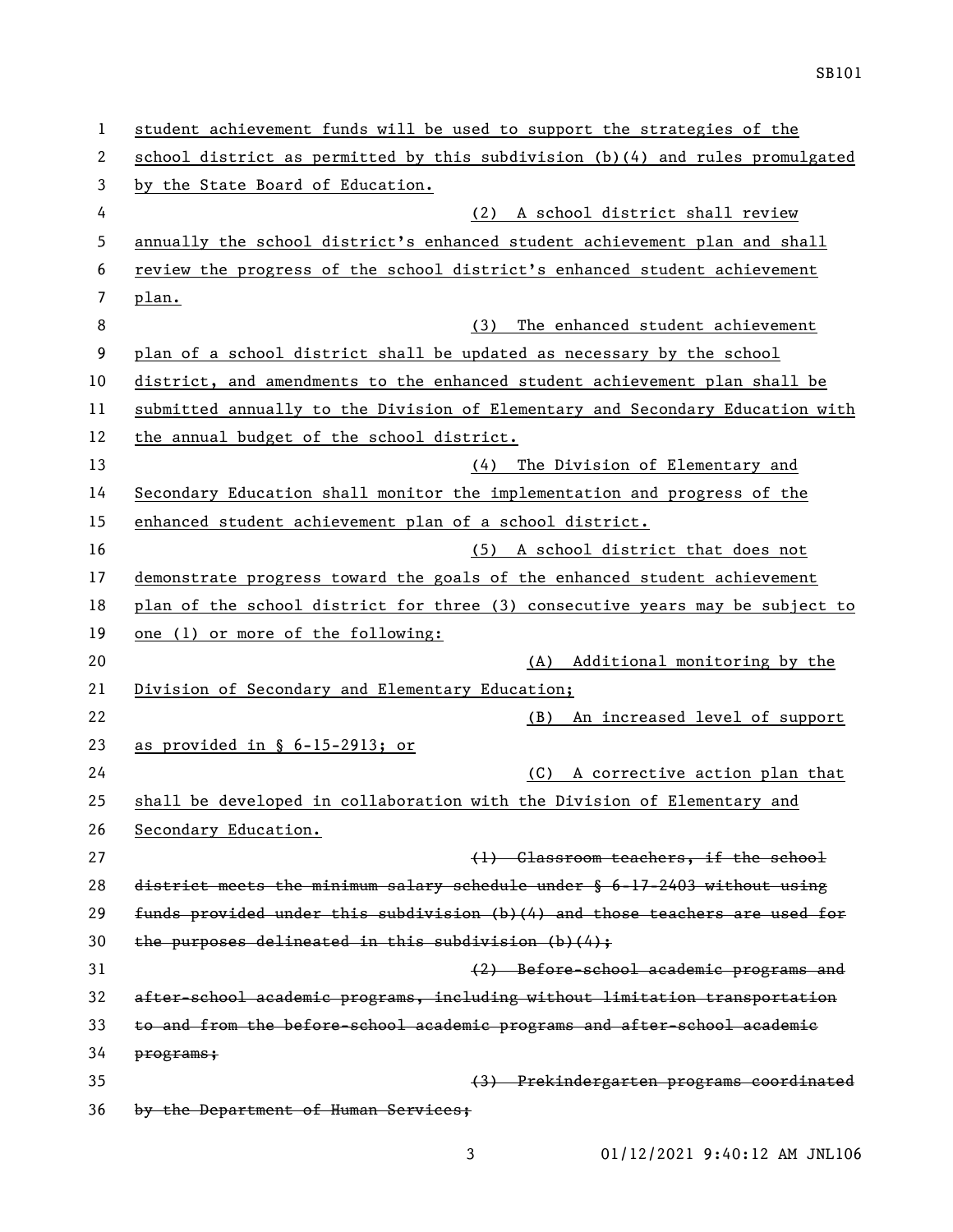student achievement funds will be used to support the strategies of the school district as permitted by this subdivision (b)(4) and rules promulgated by the State Board of Education.

(2) A school district shall review annually the school district's enhanced student achievement plan and shall review the progress of the school district's enhanced student achievement plan.

(3) The enhanced student achievement plan of a school district shall be updated as necessary by the school district, and amendments to the enhanced student achievement plan shall be submitted annually to the Division of Elementary and Secondary Education with the annual budget of the school district.

(4) The Division of Elementary and Secondary Education shall monitor the implementation and progress of the enhanced student achievement plan of a school district.

(5) A school district that does not demonstrate progress toward the goals of the enhanced student achievement plan of the school district for three (3) consecutive years may be subject to one (1) or more of the following:

(A) Additional monitoring by the Division of Secondary and Elementary Education;

(B) An increased level of support as provided in § 6-15-2913; or

(C) A corrective action plan that shall be developed in collaboration with the Division of Elementary and Secondary Education.

~~(1) Classroom teachers, if the school district meets the minimum salary schedule under § 6-17-2403 without using funds provided under this subdivision (b)(4) and those teachers are used for the purposes delineated in this subdivision (b)(4);~~

~~(2) Before-school academic programs and after-school academic programs, including without limitation transportation to and from the before-school academic programs and after-school academic programs;~~

~~(3) Prekindergarten programs coordinated by the Department of Human Services;~~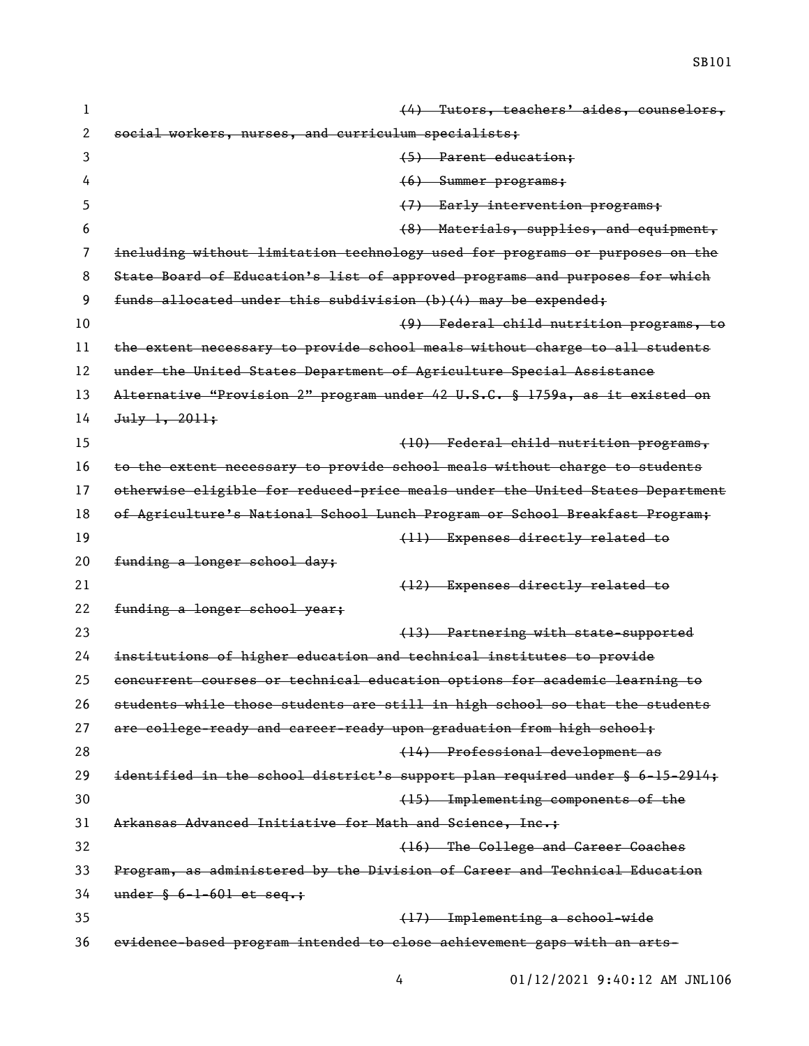~~(4) Tutors, teachers' aides, counselors, social workers, nurses, and curriculum specialists;~~

~~(5) Parent education;~~

~~(6) Summer programs;~~

~~(7) Early intervention programs;~~

~~(8) Materials, supplies, and equipment, including without limitation technology used for programs or purposes on the State Board of Education's list of approved programs and purposes for which funds allocated under this subdivision (b)(4) may be expended;~~

~~(9) Federal child nutrition programs, to the extent necessary to provide school meals without charge to all students under the United States Department of Agriculture Special Assistance Alternative "Provision 2" program under 42 U.S.C. § 1759a, as it existed on July 1, 2011;~~

~~(10) Federal child nutrition programs, to the extent necessary to provide school meals without charge to students otherwise eligible for reduced-price meals under the United States Department of Agriculture's National School Lunch Program or School Breakfast Program;~~

~~(11) Expenses directly related to funding a longer school day;~~

~~(12) Expenses directly related to funding a longer school year;~~

~~(13) Partnering with state-supported institutions of higher education and technical institutes to provide concurrent courses or technical education options for academic learning to students while those students are still in high school so that the students are college-ready and career-ready upon graduation from high school;~~

~~(14) Professional development as identified in the school district's support plan required under § 6-15-2914;~~

~~(15) Implementing components of the Arkansas Advanced Initiative for Math and Science, Inc.;~~

~~(16) The College and Career Coaches Program, as administered by the Division of Career and Technical Education under § 6-1-601 et seq.;~~

~~(17) Implementing a school-wide evidence-based program intended to close achievement gaps with an arts-~~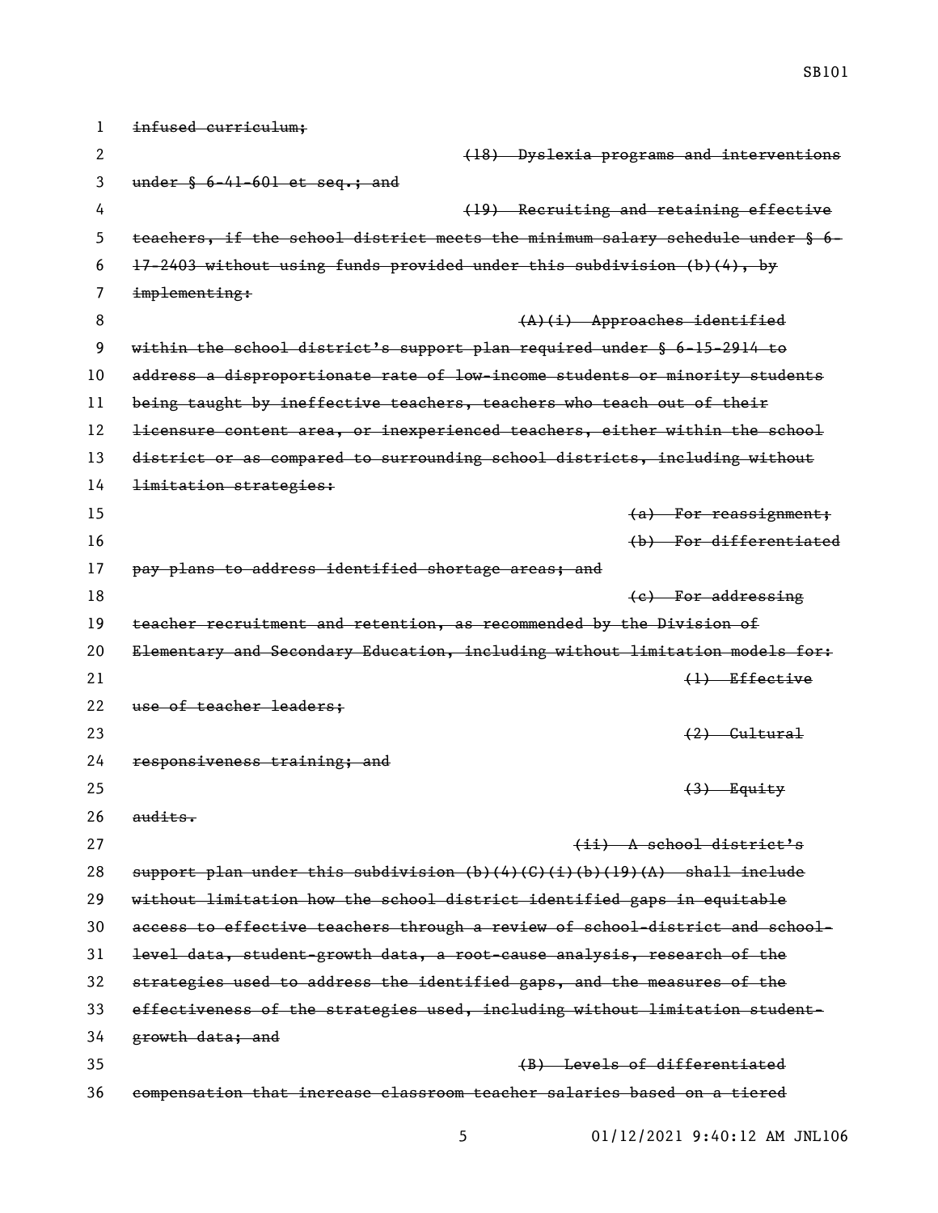~~infused curriculum;~~

~~(18) Dyslexia programs and interventions under § 6-41-601 et seq.; and~~

~~(19) Recruiting and retaining effective teachers, if the school district meets the minimum salary schedule under § 6-17-2403 without using funds provided under this subdivision (b)(4), by implementing:~~

~~(A)(i) Approaches identified within the school district's support plan required under § 6-15-2914 to address a disproportionate rate of low-income students or minority students being taught by ineffective teachers, teachers who teach out of their licensure content area, or inexperienced teachers, either within the school district or as compared to surrounding school districts, including without limitation strategies:~~

~~(a) For reassignment;~~

~~(b) For differentiated pay plans to address identified shortage areas; and~~

~~(c) For addressing teacher recruitment and retention, as recommended by the Division of Elementary and Secondary Education, including without limitation models for:~~

~~(1) Effective use of teacher leaders;~~

~~(2) Cultural responsiveness training; and~~

~~(3) Equity audits.~~

~~(ii) A school district's support plan under this subdivision (b)(4)(C)(i)(b)(19)(A) shall include without limitation how the school district identified gaps in equitable access to effective teachers through a review of school-district and school-level data, student-growth data, a root-cause analysis, research of the strategies used to address the identified gaps, and the measures of the effectiveness of the strategies used, including without limitation student-growth data; and~~

~~(B) Levels of differentiated compensation that increase classroom teacher salaries based on a tiered~~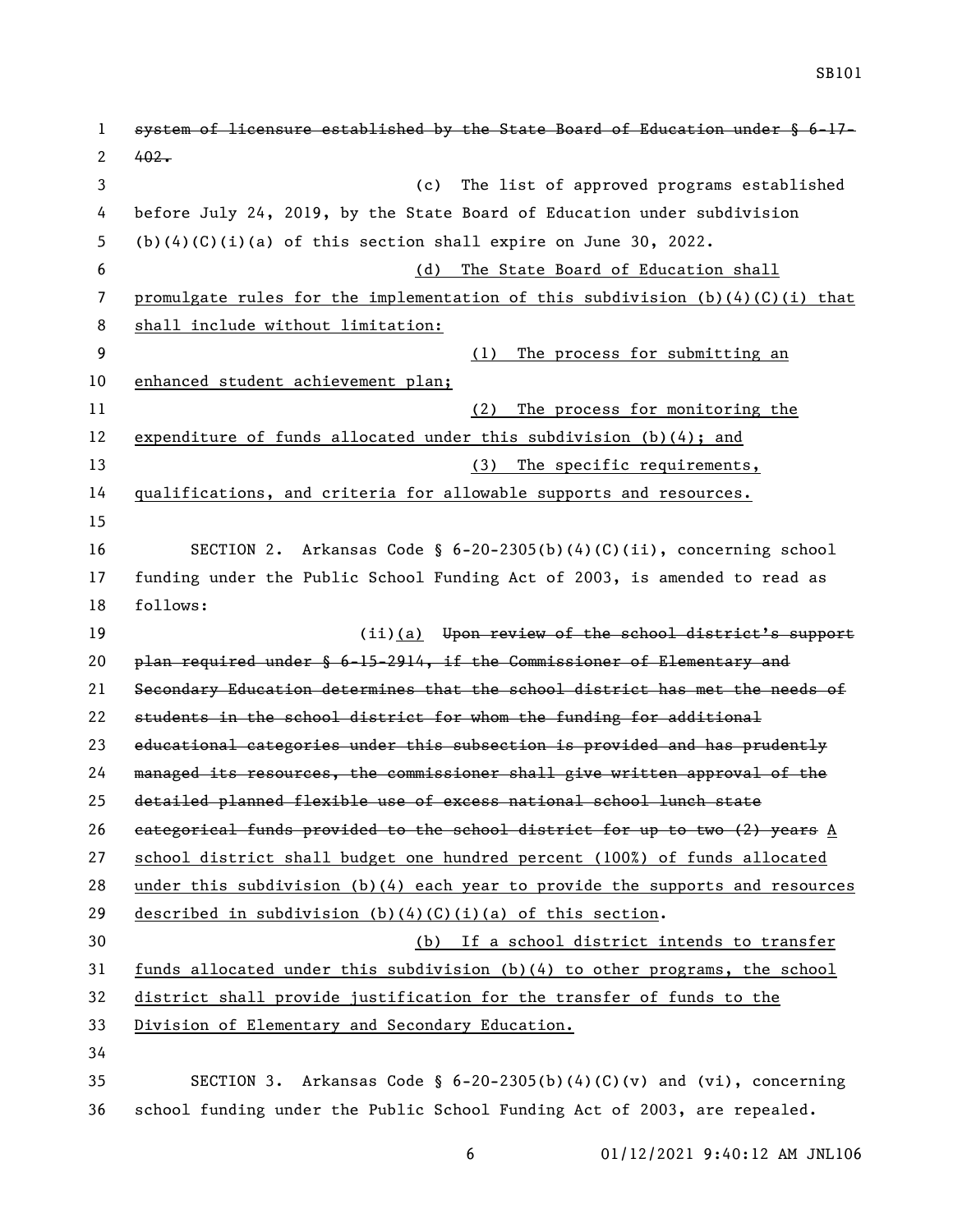~~system of licensure established by the State Board of Education under § 6-17-402.~~

(c) The list of approved programs established before July 24, 2019, by the State Board of Education under subdivision (b)(4)(C)(i)(a) of this section shall expire on June 30, 2022.

<u>(d) The State Board of Education shall promulgate rules for the implementation of this subdivision (b)(4)(C)(i) that shall include without limitation:</u>

<u>(1) The process for submitting an enhanced student achievement plan;</u>

<u>(2) The process for monitoring the expenditure of funds allocated under this subdivision (b)(4); and</u>

<u>(3) The specific requirements, qualifications, and criteria for allowable supports and resources.</u>

SECTION 2. Arkansas Code § 6-20-2305(b)(4)(C)(ii), concerning school funding under the Public School Funding Act of 2003, is amended to read as follows:

(ii)<u>(a)</u> ~~Upon review of the school district's support plan required under § 6-15-2914, if the Commissioner of Elementary and Secondary Education determines that the school district has met the needs of students in the school district for whom the funding for additional educational categories under this subsection is provided and has prudently managed its resources, the commissioner shall give written approval of the detailed planned flexible use of excess national school lunch state categorical funds provided to the school district for up to two (2) years~~ <u>A school district shall budget one hundred percent (100%) of funds allocated under this subdivision (b)(4) each year to provide the supports and resources described in subdivision (b)(4)(C)(i)(a) of this section</u>.

<u>(b) If a school district intends to transfer funds allocated under this subdivision (b)(4) to other programs, the school district shall provide justification for the transfer of funds to the Division of Elementary and Secondary Education.</u>

SECTION 3. Arkansas Code § 6-20-2305(b)(4)(C)(v) and (vi), concerning school funding under the Public School Funding Act of 2003, are repealed.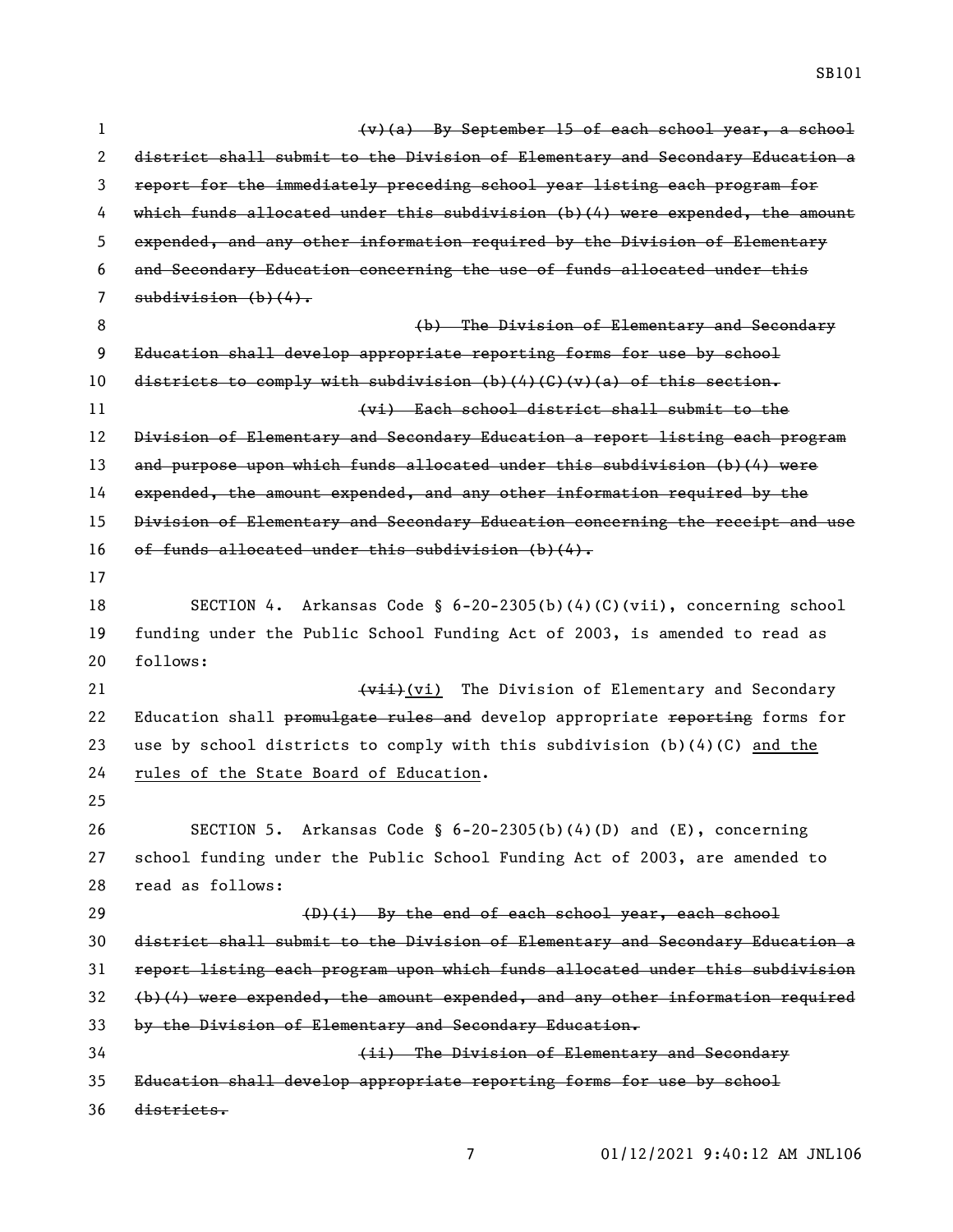~~(v)(a) By September 15 of each school year, a school district shall submit to the Division of Elementary and Secondary Education a report for the immediately preceding school year listing each program for which funds allocated under this subdivision (b)(4) were expended, the amount expended, and any other information required by the Division of Elementary and Secondary Education concerning the use of funds allocated under this subdivision (b)(4).~~

~~(b) The Division of Elementary and Secondary Education shall develop appropriate reporting forms for use by school districts to comply with subdivision (b)(4)(C)(v)(a) of this section.~~

~~(vi) Each school district shall submit to the Division of Elementary and Secondary Education a report listing each program and purpose upon which funds allocated under this subdivision (b)(4) were expended, the amount expended, and any other information required by the Division of Elementary and Secondary Education concerning the receipt and use of funds allocated under this subdivision (b)(4).~~

SECTION 4. Arkansas Code § 6-20-2305(b)(4)(C)(vii), concerning school funding under the Public School Funding Act of 2003, is amended to read as follows:

~~(vii)~~<u>(vi)</u> The Division of Elementary and Secondary Education shall ~~promulgate rules and~~ develop appropriate ~~reporting~~ forms for use by school districts to comply with this subdivision (b)(4)(C) <u>and the rules of the State Board of Education</u>.

SECTION 5. Arkansas Code § 6-20-2305(b)(4)(D) and (E), concerning school funding under the Public School Funding Act of 2003, are amended to read as follows:

~~(D)(i) By the end of each school year, each school district shall submit to the Division of Elementary and Secondary Education a report listing each program upon which funds allocated under this subdivision (b)(4) were expended, the amount expended, and any other information required by the Division of Elementary and Secondary Education.~~

~~(ii) The Division of Elementary and Secondary Education shall develop appropriate reporting forms for use by school districts.~~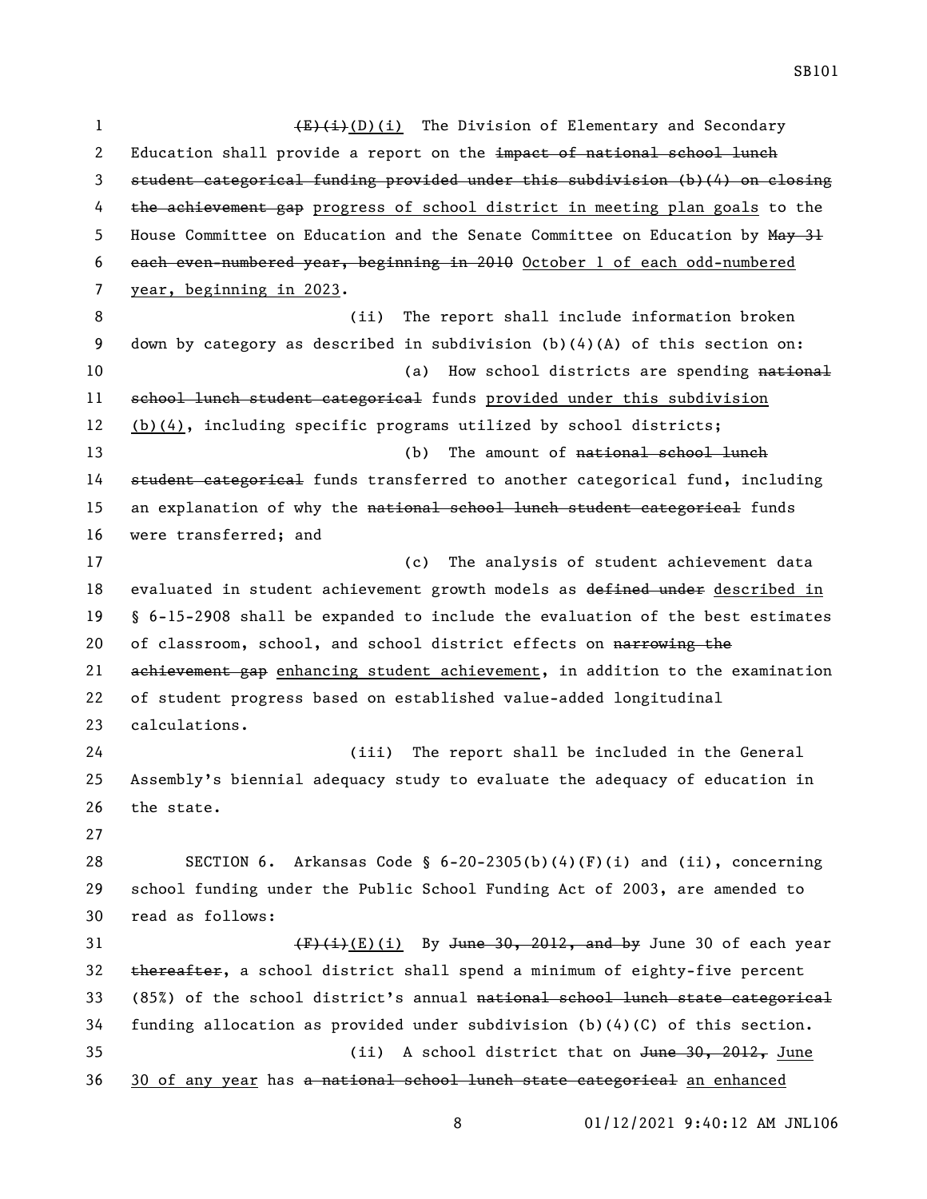(~~E~~)(~~i~~)(D)(i) The Division of Elementary and Secondary Education shall provide a report on the ~~impact of national school lunch student categorical funding provided under this subdivision (b)(4) on closing the achievement gap~~ progress of school district in meeting plan goals to the House Committee on Education and the Senate Committee on Education by ~~May 31 each even-numbered year, beginning in 2010~~ October 1 of each odd-numbered year, beginning in 2023.

(ii) The report shall include information broken down by category as described in subdivision (b)(4)(A) of this section on:

(a) How school districts are spending ~~national school lunch student categorical~~ funds provided under this subdivision (b)(4), including specific programs utilized by school districts;

(b) The amount of ~~national school lunch student categorical~~ funds transferred to another categorical fund, including an explanation of why the ~~national school lunch student categorical~~ funds were transferred; and

(c) The analysis of student achievement data evaluated in student achievement growth models as ~~defined under~~ described in § 6-15-2908 shall be expanded to include the evaluation of the best estimates of classroom, school, and school district effects on ~~narrowing the achievement gap~~ enhancing student achievement, in addition to the examination of student progress based on established value-added longitudinal calculations.

(iii) The report shall be included in the General Assembly's biennial adequacy study to evaluate the adequacy of education in the state.

SECTION 6. Arkansas Code § 6-20-2305(b)(4)(F)(i) and (ii), concerning school funding under the Public School Funding Act of 2003, are amended to read as follows:

(~~F~~)(~~i~~)(E)(i) By ~~June 30, 2012, and by~~ June 30 of each year ~~thereafter~~, a school district shall spend a minimum of eighty-five percent (85%) of the school district's annual ~~national school lunch state categorical~~ funding allocation as provided under subdivision (b)(4)(C) of this section.

(ii) A school district that on ~~June 30, 2012,~~ June 30 of any year has ~~a national school lunch state categorical~~ an enhanced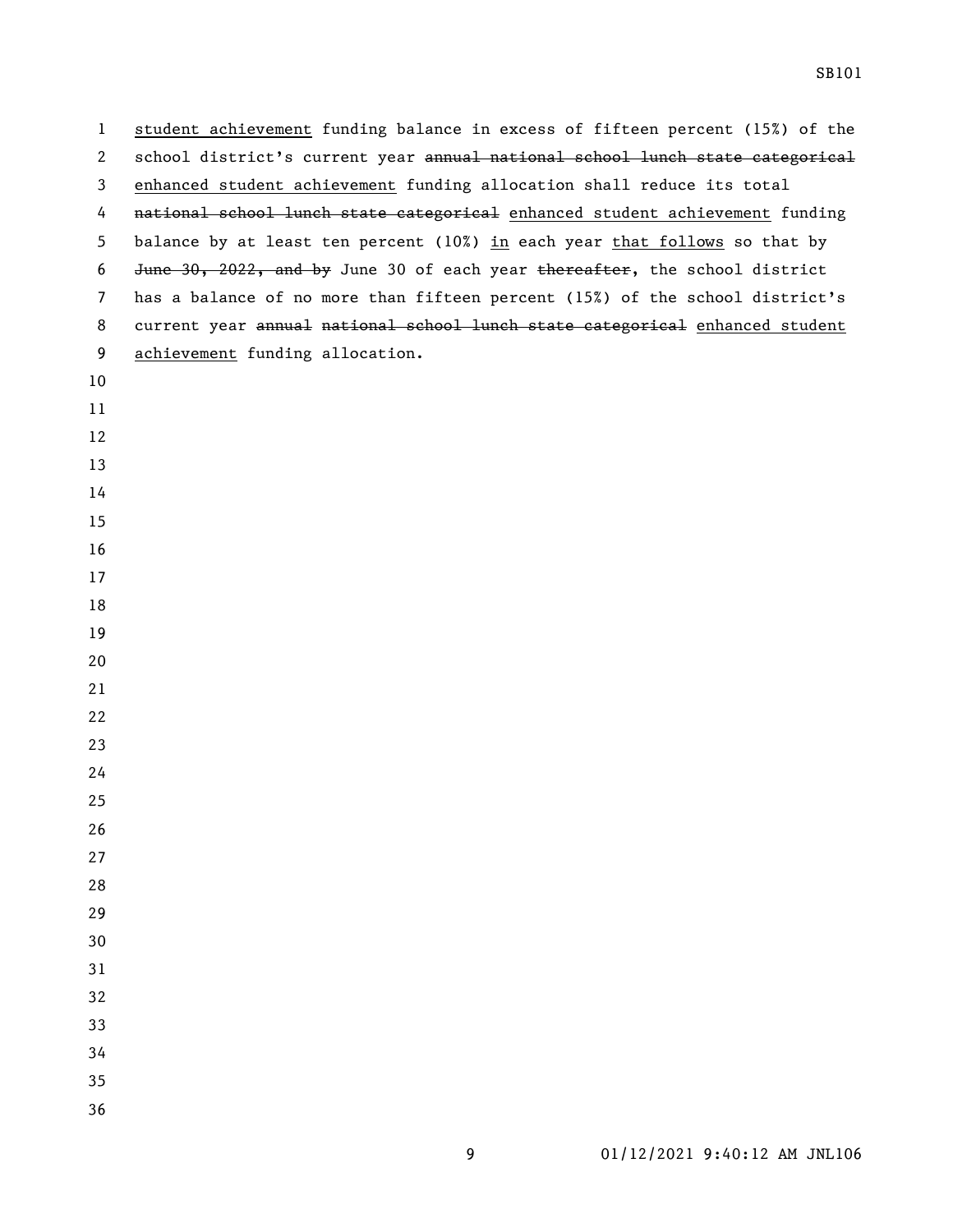student achievement funding balance in excess of fifteen percent (15%) of the school district's current year ~~annual national school lunch state categorical~~ enhanced student achievement funding allocation shall reduce its total ~~national school lunch state categorical~~ enhanced student achievement funding balance by at least ten percent (10%) in each year that follows so that by ~~June 30, 2022, and by~~ June 30 of each year ~~thereafter~~, the school district has a balance of no more than fifteen percent (15%) of the school district's current year ~~annual~~ ~~national school lunch state categorical~~ enhanced student achievement funding allocation.